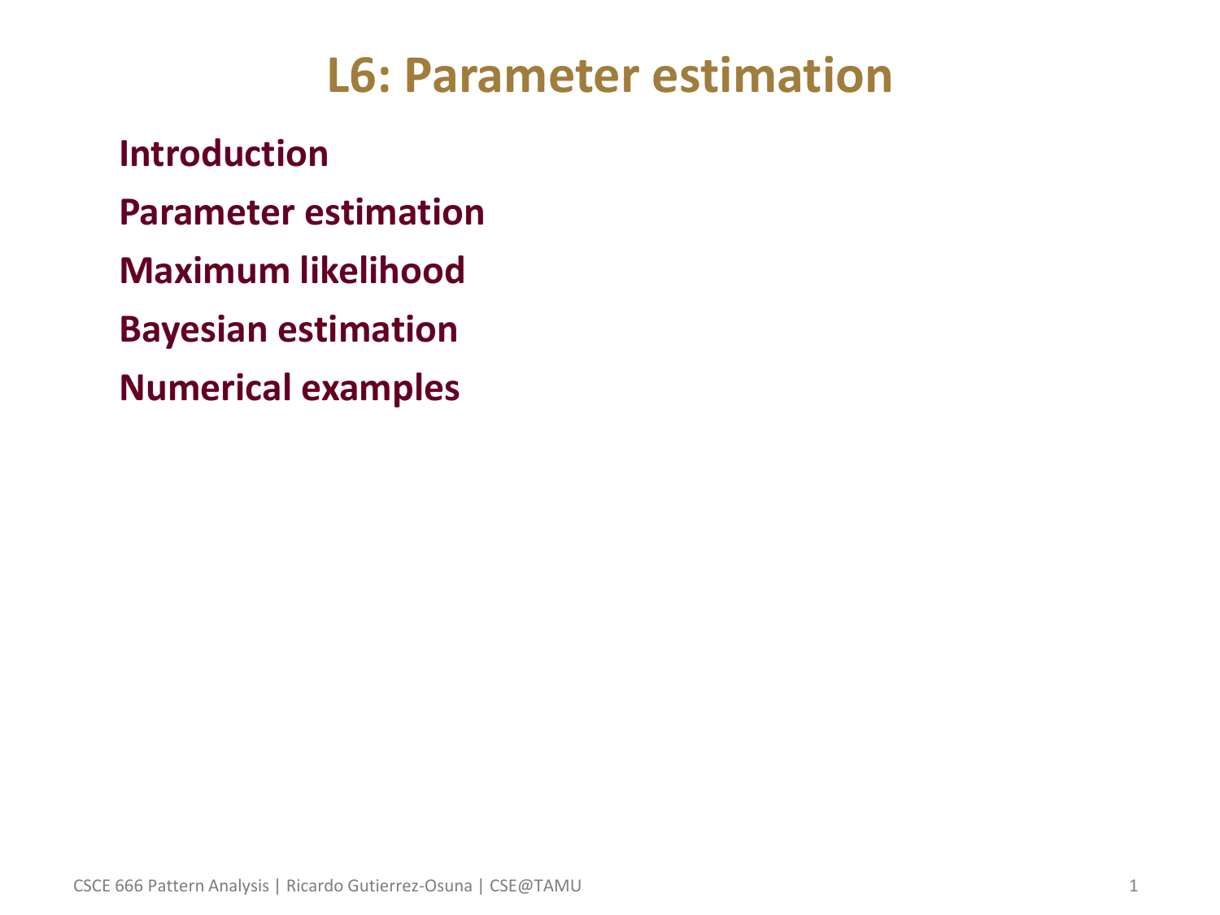# L6: Parameter estimation

**Introduction**

**Parameter estimation**

**Maximum likelihood**

**Bayesian estimation**

**Numerical examples**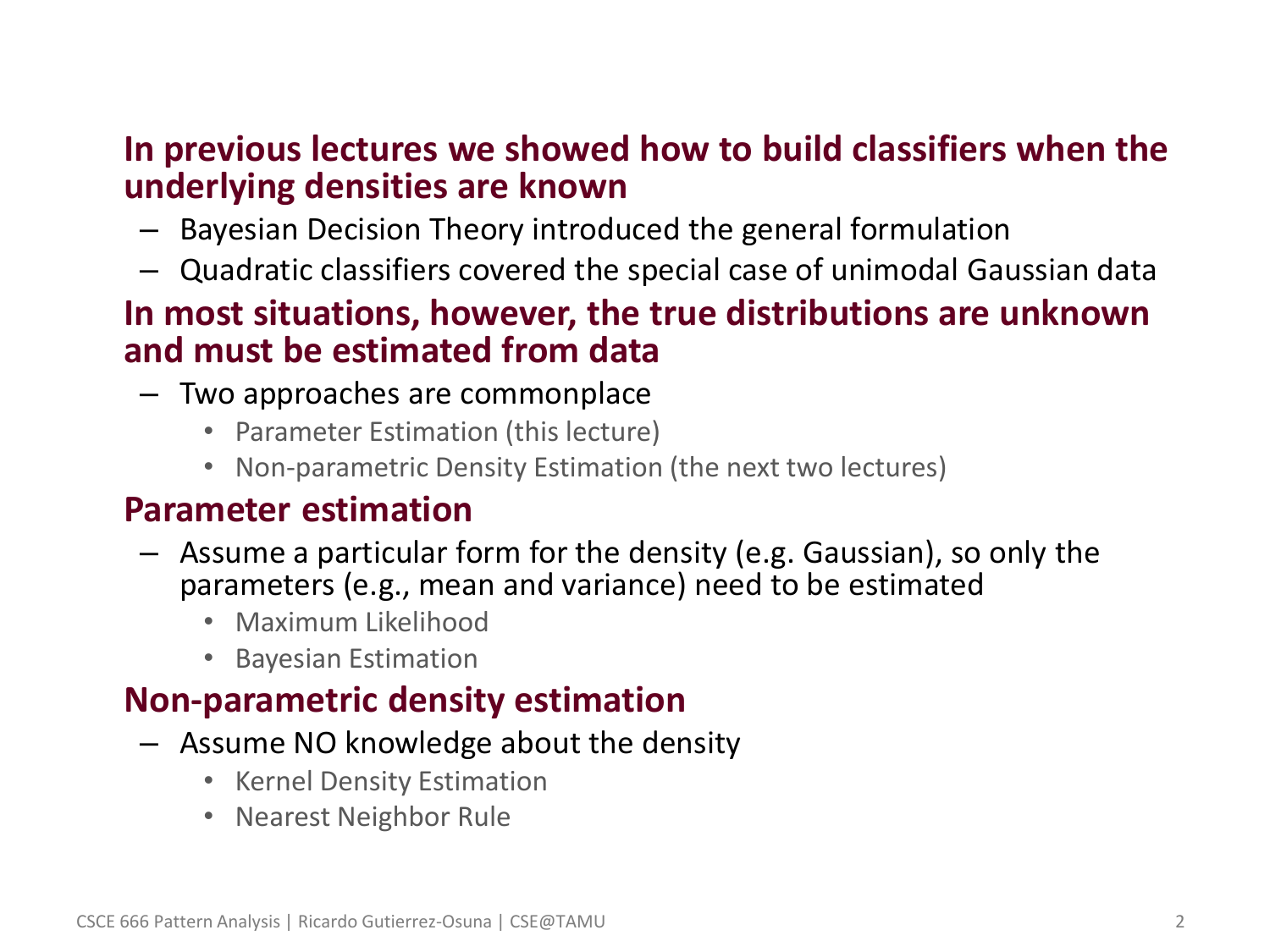**In previous lectures we showed how to build classifiers when the underlying densities are known**

- Bayesian Decision Theory introduced the general formulation
- Quadratic classifiers covered the special case of unimodal Gaussian data

**In most situations, however, the true distributions are unknown and must be estimated from data**

- Two approaches are commonplace
  - Parameter Estimation (this lecture)
  - Non-parametric Density Estimation (the next two lectures)

**Parameter estimation**

- Assume a particular form for the density (e.g. Gaussian), so only the parameters (e.g., mean and variance) need to be estimated
  - Maximum Likelihood
  - Bayesian Estimation

**Non-parametric density estimation**

- Assume NO knowledge about the density
  - Kernel Density Estimation
  - Nearest Neighbor Rule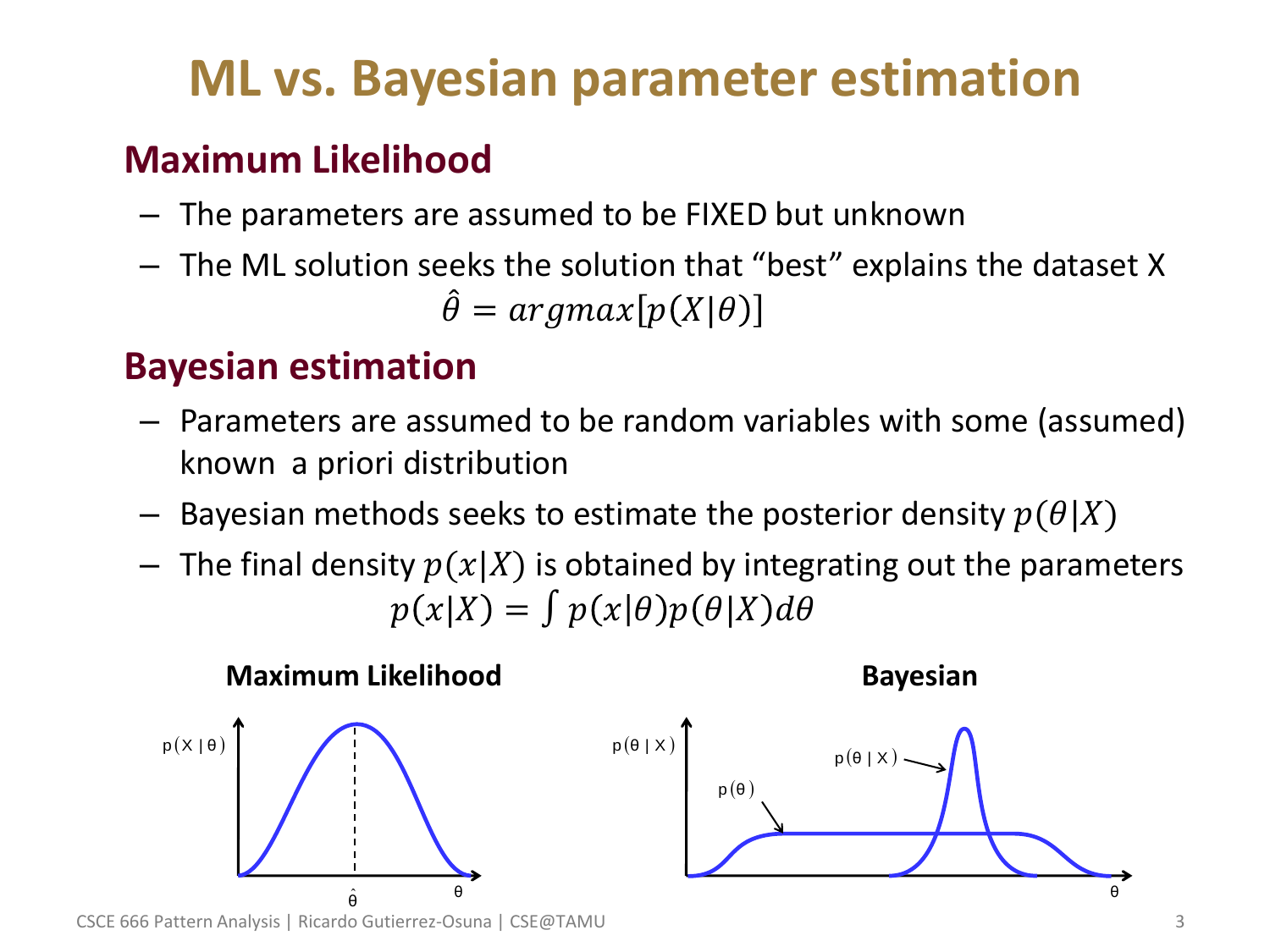# ML vs. Bayesian parameter estimation

## Maximum Likelihood

- The parameters are assumed to be FIXED but unknown
- The ML solution seeks the solution that "best" explains the dataset X

$$\hat{\theta} = argmax[p(X|\theta)]$$

## Bayesian estimation

- Parameters are assumed to be random variables with some (assumed) known a priori distribution
- Bayesian methods seeks to estimate the posterior density $p(\theta|X)$
- The final density $p(x|X)$ is obtained by integrating out the parameters

$$p(x|X) = \int p(x|\theta)p(\theta|X)d\theta$$

**Maximum Likelihood** **Bayesian**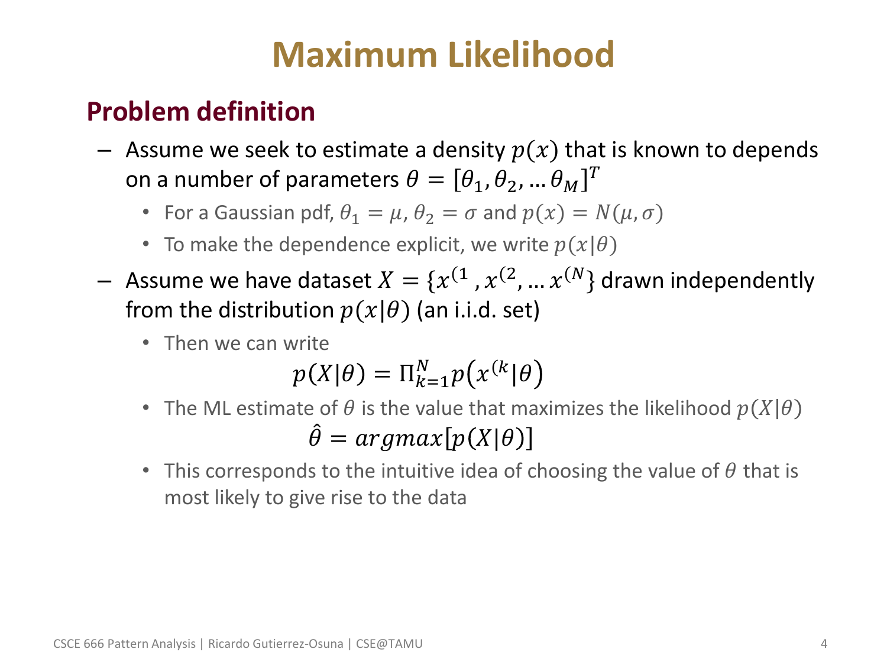# Maximum Likelihood

## Problem definition

- Assume we seek to estimate a density $p(x)$ that is known to depends on a number of parameters $\theta = [\theta_1, \theta_2, \ldots \theta_M]^T$
  - For a Gaussian pdf, $\theta_1 = \mu$, $\theta_2 = \sigma$ and $p(x) = N(\mu, \sigma)$
  - To make the dependence explicit, we write $p(x|\theta)$
- Assume we have dataset $X = \{x^{(1}, x^{(2}, \ldots x^{(N}\}$ drawn independently from the distribution $p(x|\theta)$ (an i.i.d. set)
  - Then we can write

$$p(X|\theta) = \Pi_{k=1}^{N} p\left(x^{(k}|\theta\right)$$

  - The ML estimate of $\theta$ is the value that maximizes the likelihood $p(X|\theta)$

$$\hat{\theta} = argmax[p(X|\theta)]$$

  - This corresponds to the intuitive idea of choosing the value of $\theta$ that is most likely to give rise to the data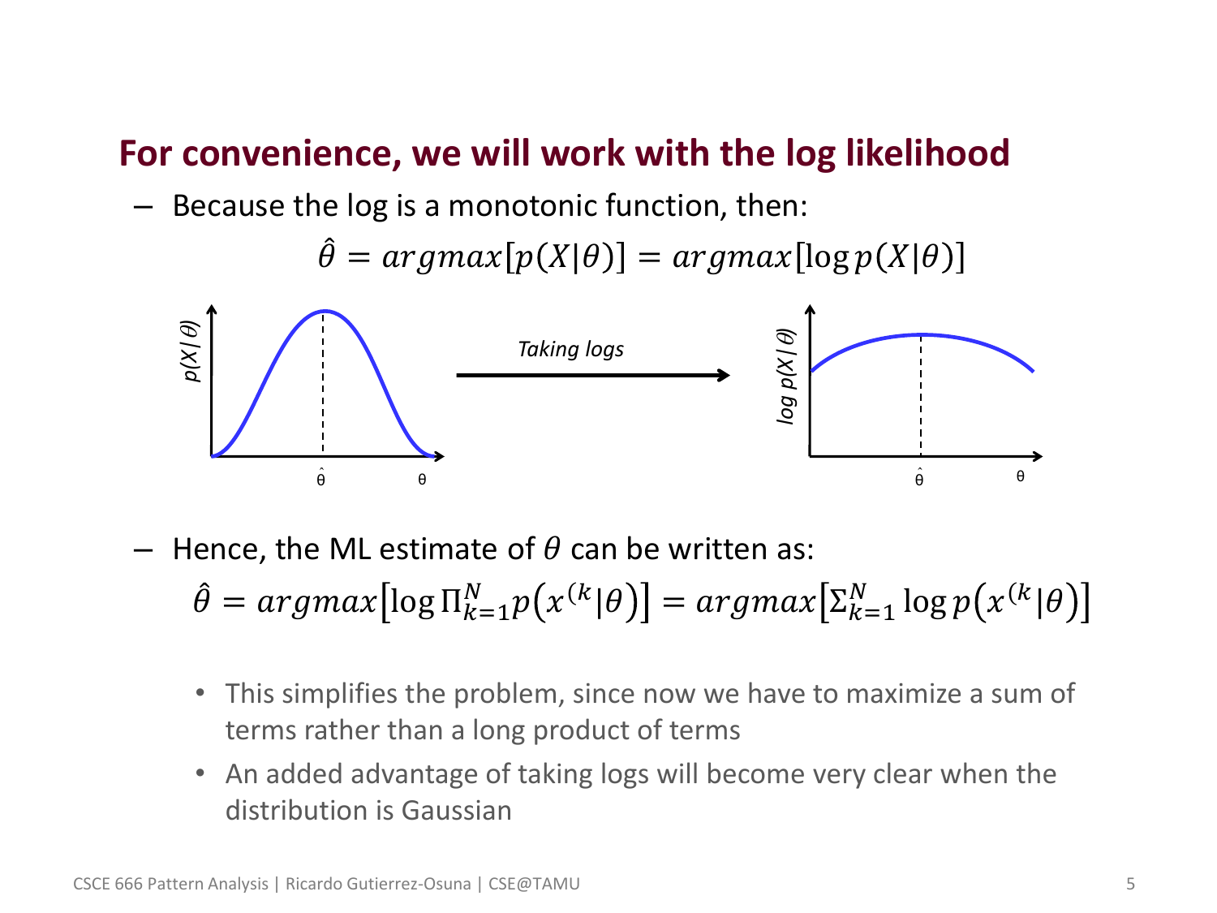## For convenience, we will work with the log likelihood

- Because the log is a monotonic function, then:

$$\hat{\theta} = argmax[p(X|\theta)] = argmax[\log p(X|\theta)]$$

*Taking logs*

- Hence, the ML estimate of $\theta$ can be written as:

$$\hat{\theta} = argmax\left[\log \Pi_{k=1}^{N} p\left(x^{(k}|\theta\right)\right] = argmax\left[\Sigma_{k=1}^{N} \log p\left(x^{(k}|\theta\right)\right]$$

  - This simplifies the problem, since now we have to maximize a sum of terms rather than a long product of terms
  - An added advantage of taking logs will become very clear when the distribution is Gaussian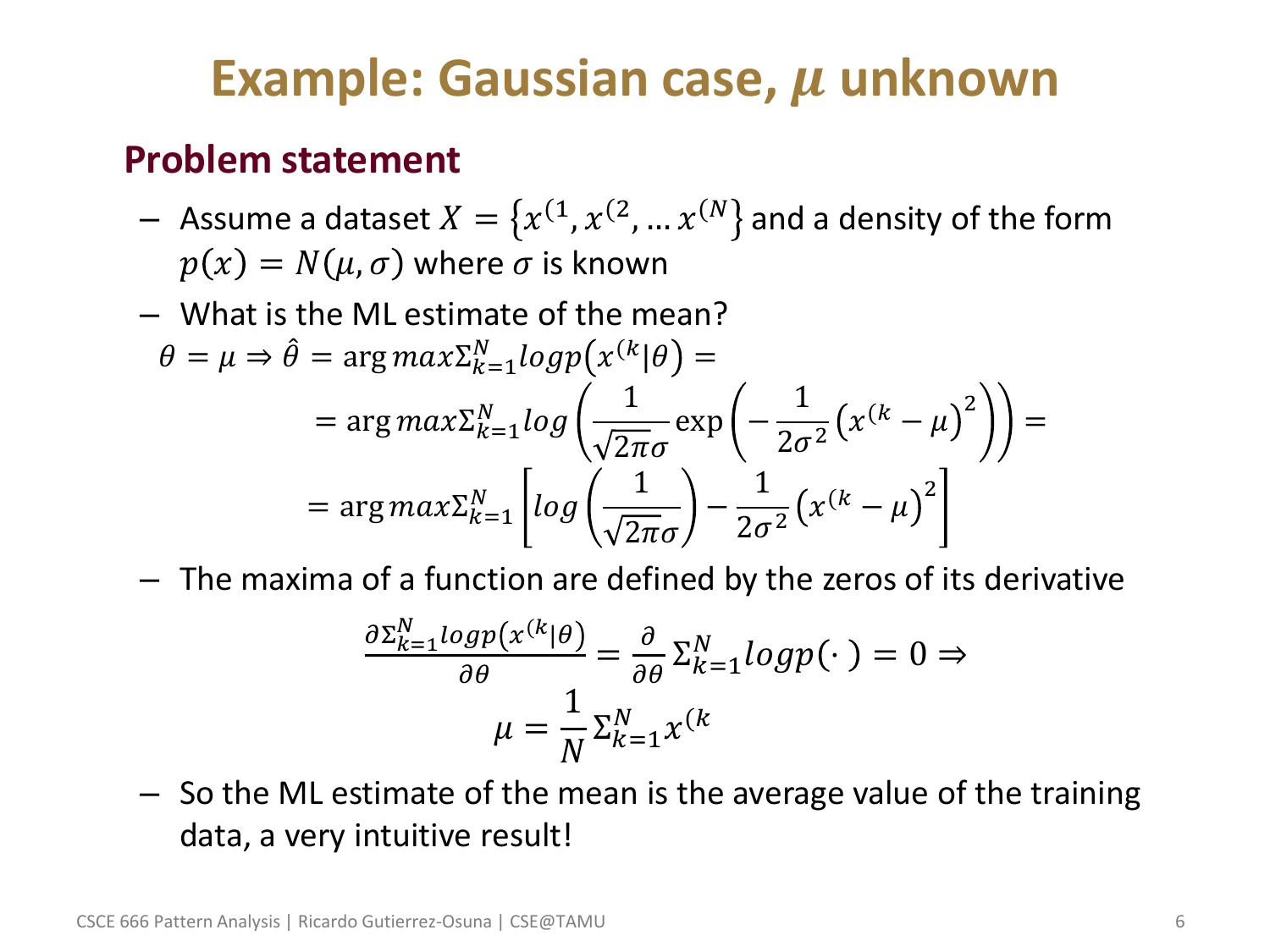# Example: Gaussian case, $\mu$ unknown

## Problem statement

- Assume a dataset $X = \{x^{(1}, x^{(2}, \ldots x^{(N}\}$ and a density of the form $p(x) = N(\mu, \sigma)$ where $\sigma$ is known
- What is the ML estimate of the mean?

$$\theta = \mu \Rightarrow \hat{\theta} = \arg max \Sigma_{k=1}^{N} log p\left(x^{(k}|\theta\right) =$$

$$= \arg max \Sigma_{k=1}^{N} log\left(\frac{1}{\sqrt{2\pi}\sigma}\exp\left(-\frac{1}{2\sigma^2}\left(x^{(k} - \mu\right)^2\right)\right) =$$

$$= \arg max \Sigma_{k=1}^{N}\left[log\left(\frac{1}{\sqrt{2\pi}\sigma}\right) - \frac{1}{2\sigma^2}\left(x^{(k} - \mu\right)^2\right]$$

- The maxima of a function are defined by the zeros of its derivative

$$\frac{\partial \Sigma_{k=1}^{N} log p\left(x^{(k}|\theta\right)}{\partial \theta} = \frac{\partial}{\partial \theta}\Sigma_{k=1}^{N} log p(\cdot) = 0 \Rightarrow$$

$$\mu = \frac{1}{N}\Sigma_{k=1}^{N} x^{(k}$$

- So the ML estimate of the mean is the average value of the training data, a very intuitive result!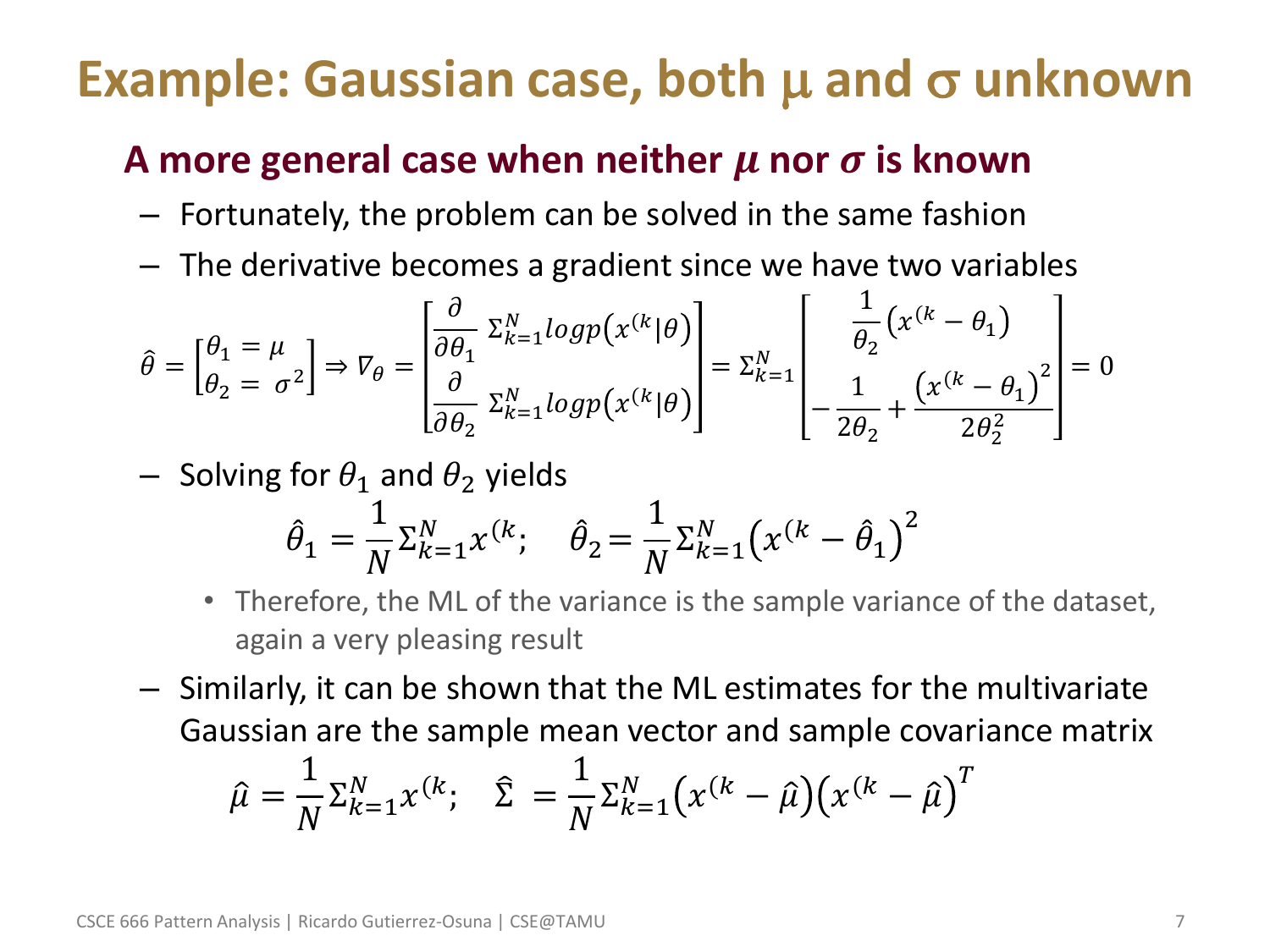# Example: Gaussian case, both $\mu$ and $\sigma$ unknown

### A more general case when neither $\mu$ nor $\sigma$ is known

- Fortunately, the problem can be solved in the same fashion
- The derivative becomes a gradient since we have two variables

$$\hat{\theta} = \begin{bmatrix} \theta_1 = \mu \\ \theta_2 = \sigma^2 \end{bmatrix} \Rightarrow \nabla_\theta = \begin{bmatrix} \frac{\partial}{\partial \theta_1} \Sigma_{k=1}^{N} log p\left(x^{(k} | \theta\right) \\ \frac{\partial}{\partial \theta_2} \Sigma_{k=1}^{N} log p\left(x^{(k} | \theta\right) \end{bmatrix} = \Sigma_{k=1}^{N} \begin{bmatrix} \frac{1}{\theta_2}\left(x^{(k} - \theta_1\right) \\ -\frac{1}{2\theta_2} + \frac{\left(x^{(k} - \theta_1\right)^2}{2\theta_2^2} \end{bmatrix} = 0$$

- Solving for $\theta_1$ and $\theta_2$ yields

$$\hat{\theta}_1 = \frac{1}{N} \Sigma_{k=1}^{N} x^{(k}; \quad \hat{\theta}_2 = \frac{1}{N} \Sigma_{k=1}^{N} \left(x^{(k} - \hat{\theta}_1\right)^2$$

  - Therefore, the ML of the variance is the sample variance of the dataset, again a very pleasing result

- Similarly, it can be shown that the ML estimates for the multivariate Gaussian are the sample mean vector and sample covariance matrix

$$\hat{\mu} = \frac{1}{N} \Sigma_{k=1}^{N} x^{(k}; \quad \hat{\Sigma} = \frac{1}{N} \Sigma_{k=1}^{N} \left(x^{(k} - \hat{\mu}\right)\left(x^{(k} - \hat{\mu}\right)^T$$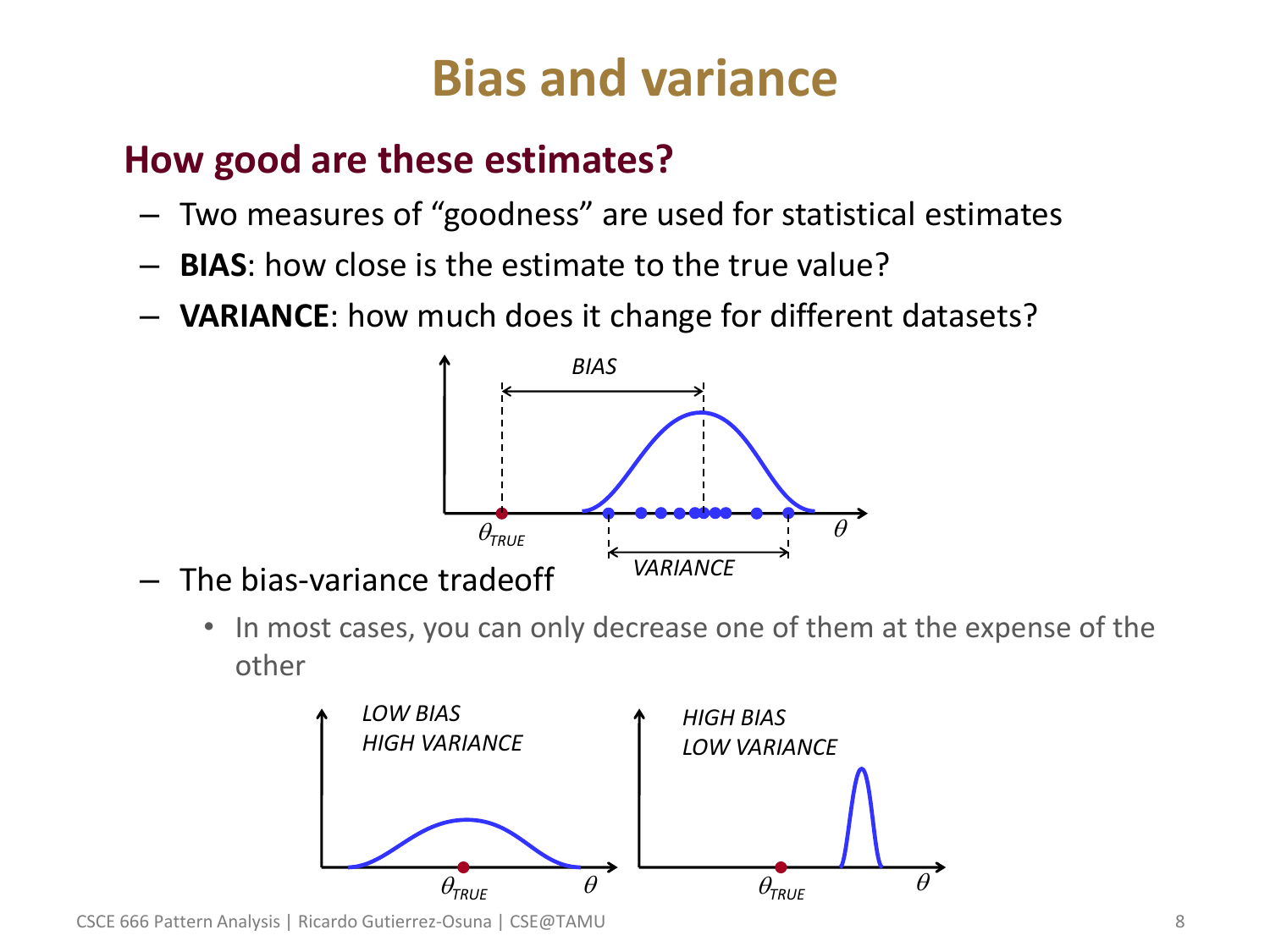# Bias and variance

## How good are these estimates?

- Two measures of "goodness" are used for statistical estimates
- **BIAS**: how close is the estimate to the true value?
- **VARIANCE**: how much does it change for different datasets?
- The bias-variance tradeoff
  - In most cases, you can only decrease one of them at the expense of the other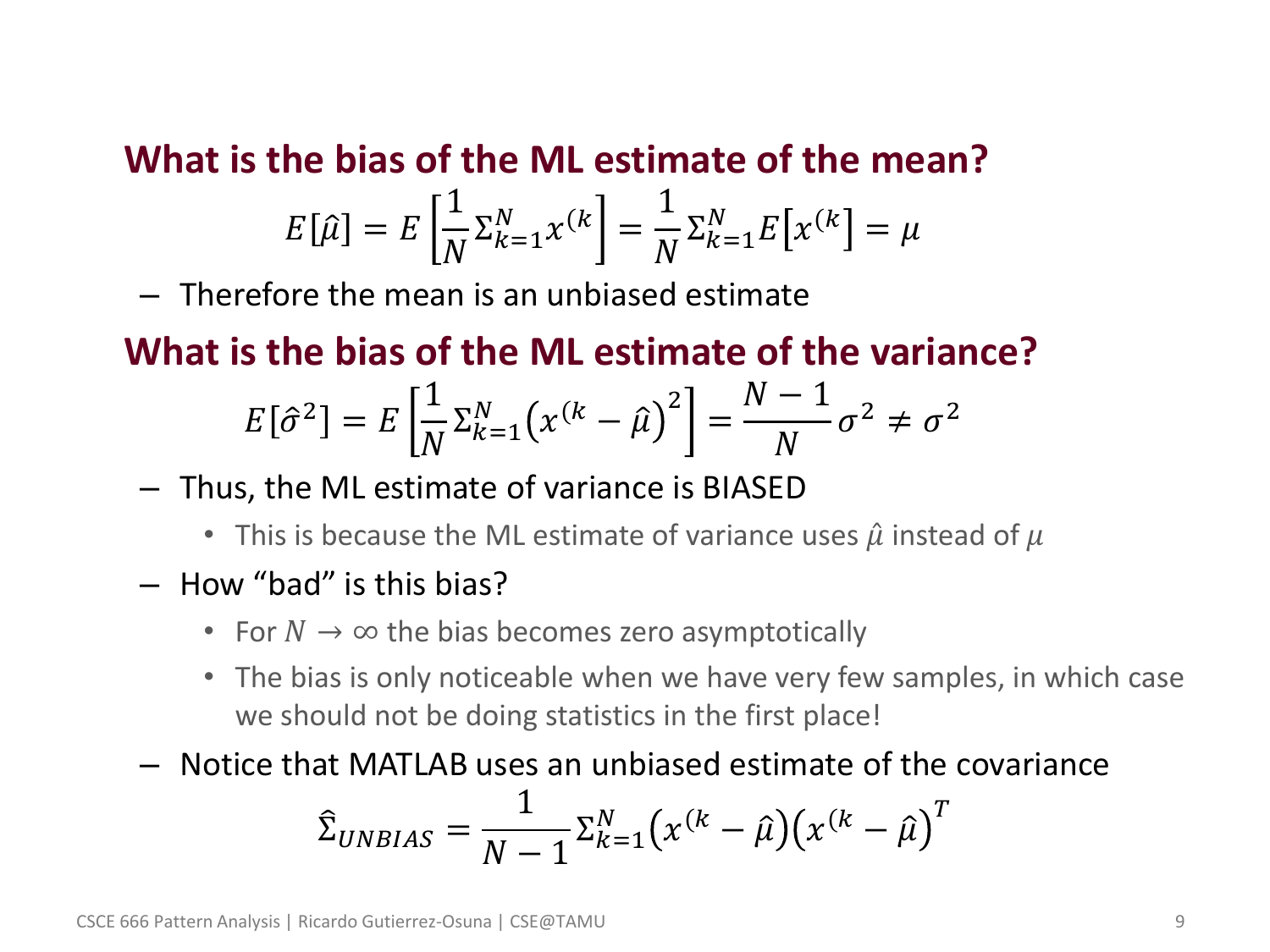## What is the bias of the ML estimate of the mean?

$$E[\hat{\mu}] = E\left[\frac{1}{N}\Sigma_{k=1}^{N} x^{(k}\right] = \frac{1}{N}\Sigma_{k=1}^{N} E\left[x^{(k}\right] = \mu$$

- Therefore the mean is an unbiased estimate

## What is the bias of the ML estimate of the variance?

$$E[\hat{\sigma}^2] = E\left[\frac{1}{N}\Sigma_{k=1}^{N}\left(x^{(k} - \hat{\mu}\right)^2\right] = \frac{N-1}{N}\sigma^2 \neq \sigma^2$$

- Thus, the ML estimate of variance is BIASED
  - This is because the ML estimate of variance uses $\hat{\mu}$ instead of $\mu$
- How "bad" is this bias?
  - For $N \rightarrow \infty$ the bias becomes zero asymptotically
  - The bias is only noticeable when we have very few samples, in which case we should not be doing statistics in the first place!
- Notice that MATLAB uses an unbiased estimate of the covariance

$$\hat{\Sigma}_{UNBIAS} = \frac{1}{N-1}\Sigma_{k=1}^{N}\left(x^{(k} - \hat{\mu}\right)\left(x^{(k} - \hat{\mu}\right)^T$$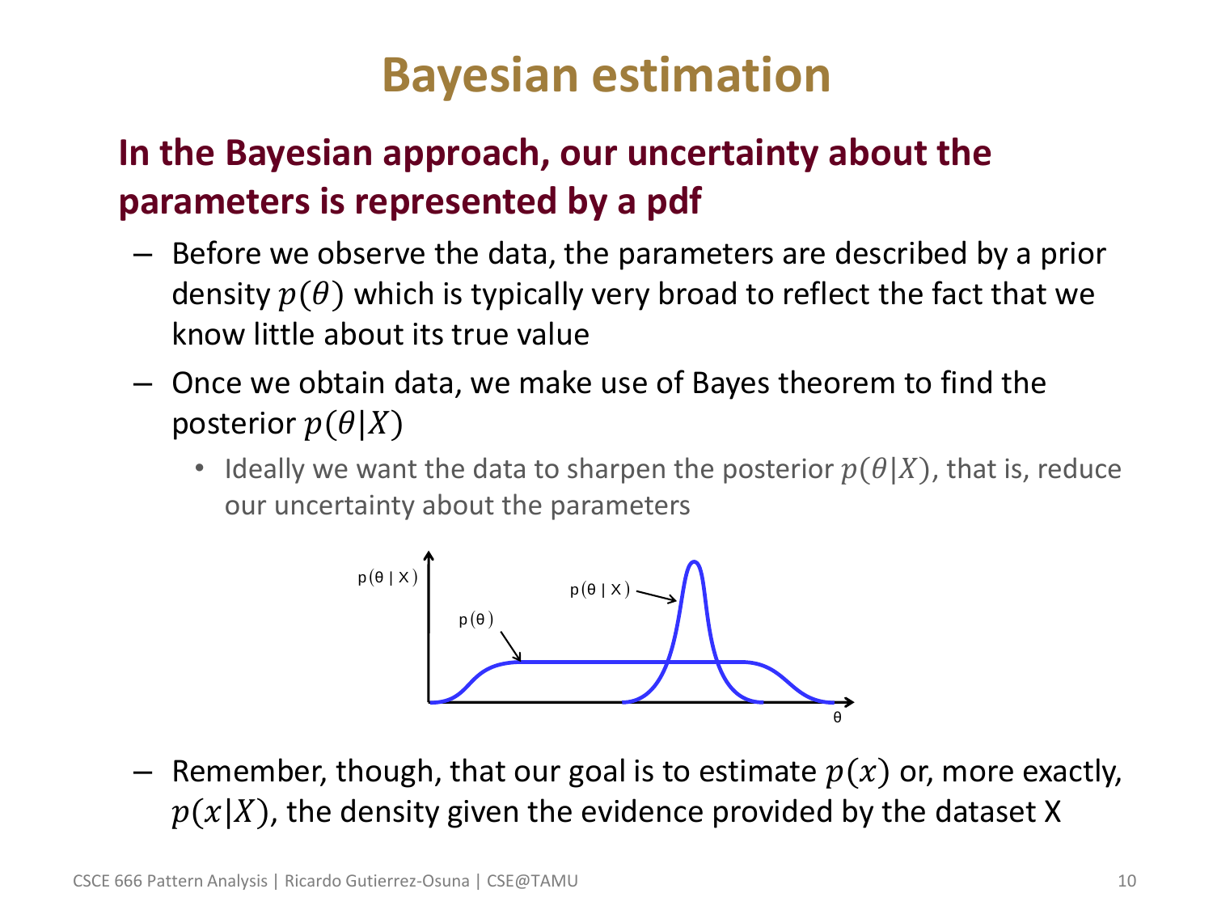# Bayesian estimation

**In the Bayesian approach, our uncertainty about the parameters is represented by a pdf**

- Before we observe the data, the parameters are described by a prior density $p(\theta)$ which is typically very broad to reflect the fact that we know little about its true value
- Once we obtain data, we make use of Bayes theorem to find the posterior $p(\theta|X)$
  - Ideally we want the data to sharpen the posterior $p(\theta|X)$, that is, reduce our uncertainty about the parameters
- Remember, though, that our goal is to estimate $p(x)$ or, more exactly, $p(x|X)$, the density given the evidence provided by the dataset X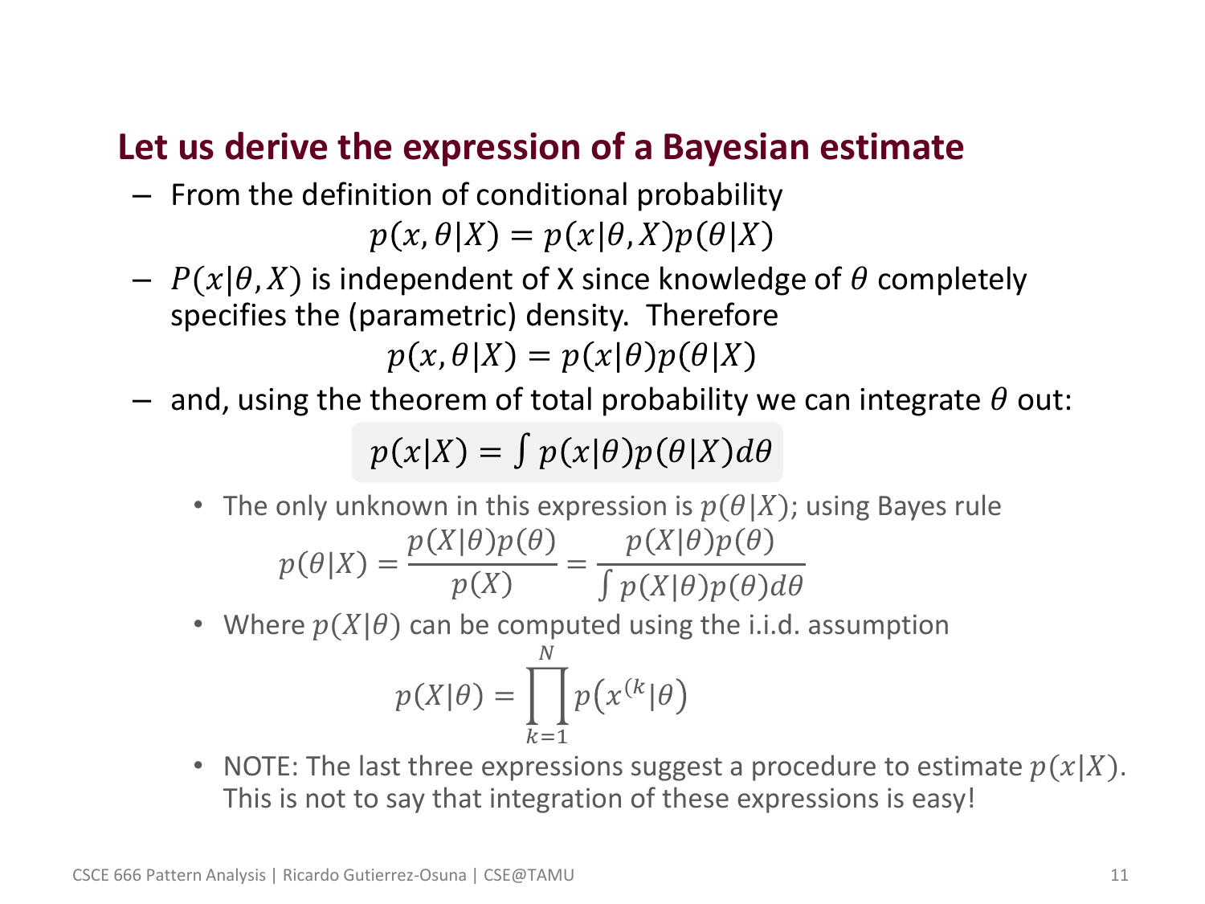## Let us derive the expression of a Bayesian estimate

- From the definition of conditional probability

$$p(x, \theta|X) = p(x|\theta, X)p(\theta|X)$$

- $P(x|\theta, X)$ is independent of X since knowledge of $\theta$ completely specifies the (parametric) density. Therefore

$$p(x, \theta|X) = p(x|\theta)p(\theta|X)$$

- and, using the theorem of total probability we can integrate $\theta$ out:

$$p(x|X) = \int p(x|\theta)p(\theta|X)d\theta$$

  - The only unknown in this expression is $p(\theta|X)$; using Bayes rule

$$p(\theta|X) = \frac{p(X|\theta)p(\theta)}{p(X)} = \frac{p(X|\theta)p(\theta)}{\int p(X|\theta)p(\theta)d\theta}$$

  - Where $p(X|\theta)$ can be computed using the i.i.d. assumption

$$p(X|\theta) = \prod_{k=1}^{N} p\left(x^{(k}|\theta\right)$$

  - NOTE: The last three expressions suggest a procedure to estimate $p(x|X)$. This is not to say that integration of these expressions is easy!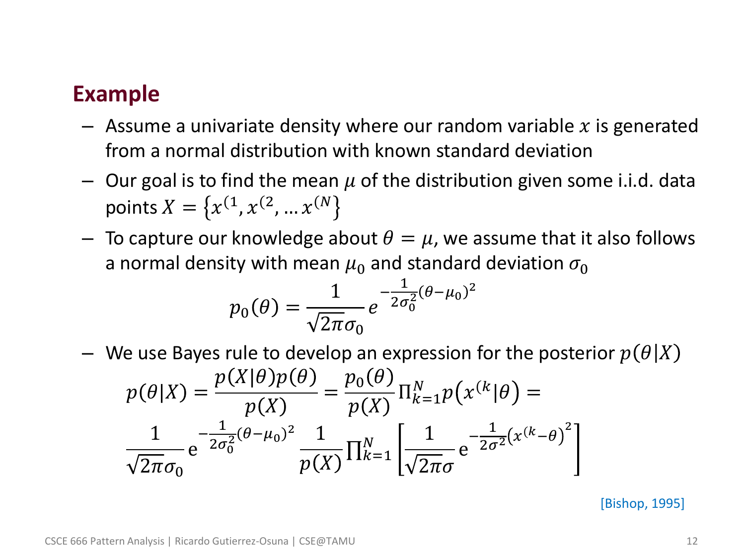## Example

- Assume a univariate density where our random variable $x$ is generated from a normal distribution with known standard deviation
- Our goal is to find the mean $\mu$ of the distribution given some i.i.d. data points $X = \{x^{(1}, x^{(2}, \ldots x^{(N}\}$
- To capture our knowledge about $\theta = \mu$, we assume that it also follows a normal density with mean $\mu_0$ and standard deviation $\sigma_0$

$$p_0(\theta) = \frac{1}{\sqrt{2\pi}\sigma_0} e^{-\frac{1}{2\sigma_0^2}(\theta - \mu_0)^2}$$

- We use Bayes rule to develop an expression for the posterior $p(\theta|X)$

$$p(\theta|X) = \frac{p(X|\theta)p(\theta)}{p(X)} = \frac{p_0(\theta)}{p(X)} \Pi_{k=1}^{N} p\left(x^{(k}|\theta\right) =$$

$$\frac{1}{\sqrt{2\pi}\sigma_0} \mathrm{e}^{-\frac{1}{2\sigma_0^2}(\theta - \mu_0)^2} \frac{1}{p(X)} \prod_{k=1}^{N} \left[ \frac{1}{\sqrt{2\pi}\sigma} \mathrm{e}^{-\frac{1}{2\sigma^2}\left(x^{(k} - \theta\right)^2} \right]$$

[Bishop, 1995]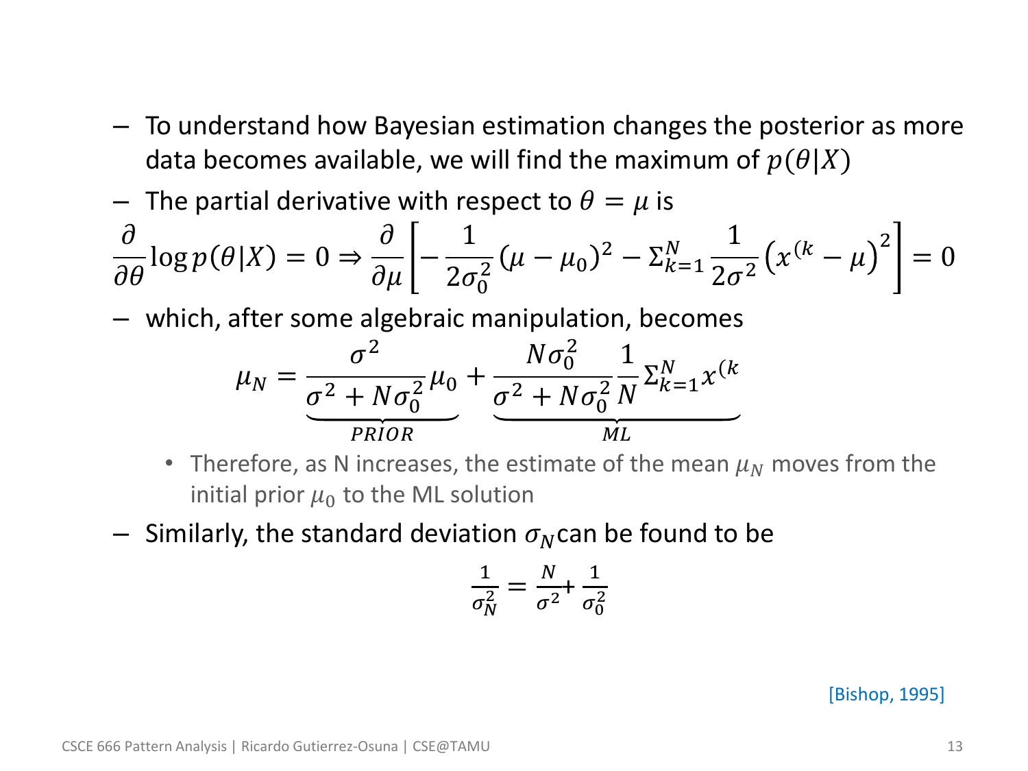- To understand how Bayesian estimation changes the posterior as more data becomes available, we will find the maximum of $p(\theta|X)$
- The partial derivative with respect to $\theta = \mu$ is

$$\frac{\partial}{\partial\theta}\log p(\theta|X) = 0 \Rightarrow \frac{\partial}{\partial\mu}\left[-\frac{1}{2\sigma_0^2}(\mu-\mu_0)^2 - \Sigma_{k=1}^{N}\frac{1}{2\sigma^2}\left(x^{(k}-\mu\right)^2\right] = 0$$

- which, after some algebraic manipulation, becomes

$$\mu_N = \underbrace{\frac{\sigma^2}{\sigma^2+N\sigma_0^2}\mu_0}_{PRIOR} + \underbrace{\frac{N\sigma_0^2}{\sigma^2+N\sigma_0^2}\frac{1}{N}\Sigma_{k=1}^{N}x^{(k}}_{ML}$$

  - Therefore, as N increases, the estimate of the mean $\mu_N$ moves from the initial prior $\mu_0$ to the ML solution
- Similarly, the standard deviation $\sigma_N$ can be found to be

$$\frac{1}{\sigma_N^2} = \frac{N}{\sigma^2} + \frac{1}{\sigma_0^2}$$

[Bishop, 1995]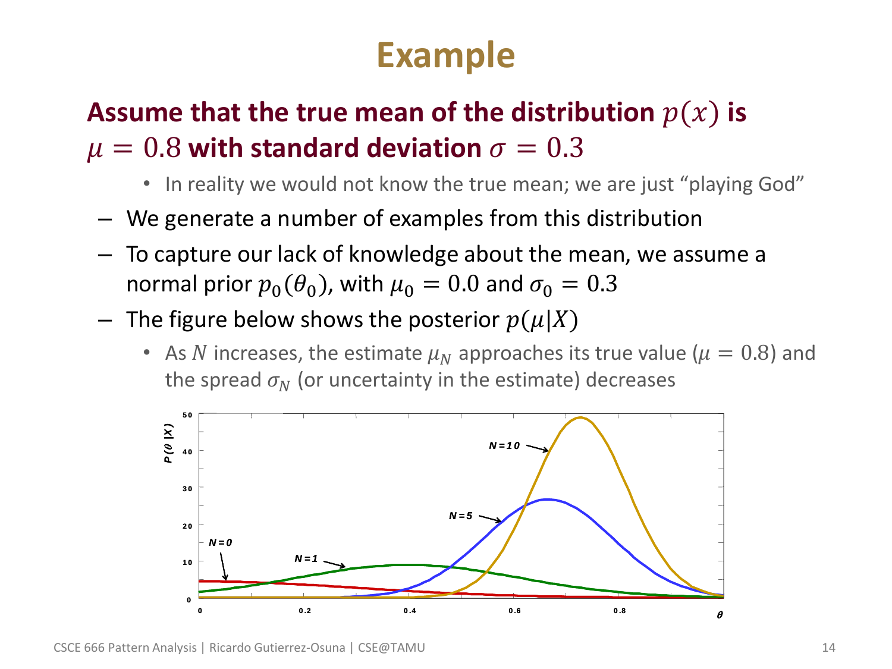# Example

## Assume that the true mean of the distribution $p(x)$ is $\mu = 0.8$ with standard deviation $\sigma = 0.3$

- In reality we would not know the true mean; we are just "playing God"

– We generate a number of examples from this distribution

– To capture our lack of knowledge about the mean, we assume a normal prior $p_0(\theta_0)$, with $\mu_0 = 0.0$ and $\sigma_0 = 0.3$

– The figure below shows the posterior $p(\mu|X)$

- As $N$ increases, the estimate $\mu_N$ approaches its true value ($\mu = 0.8$) and the spread $\sigma_N$ (or uncertainty in the estimate) decreases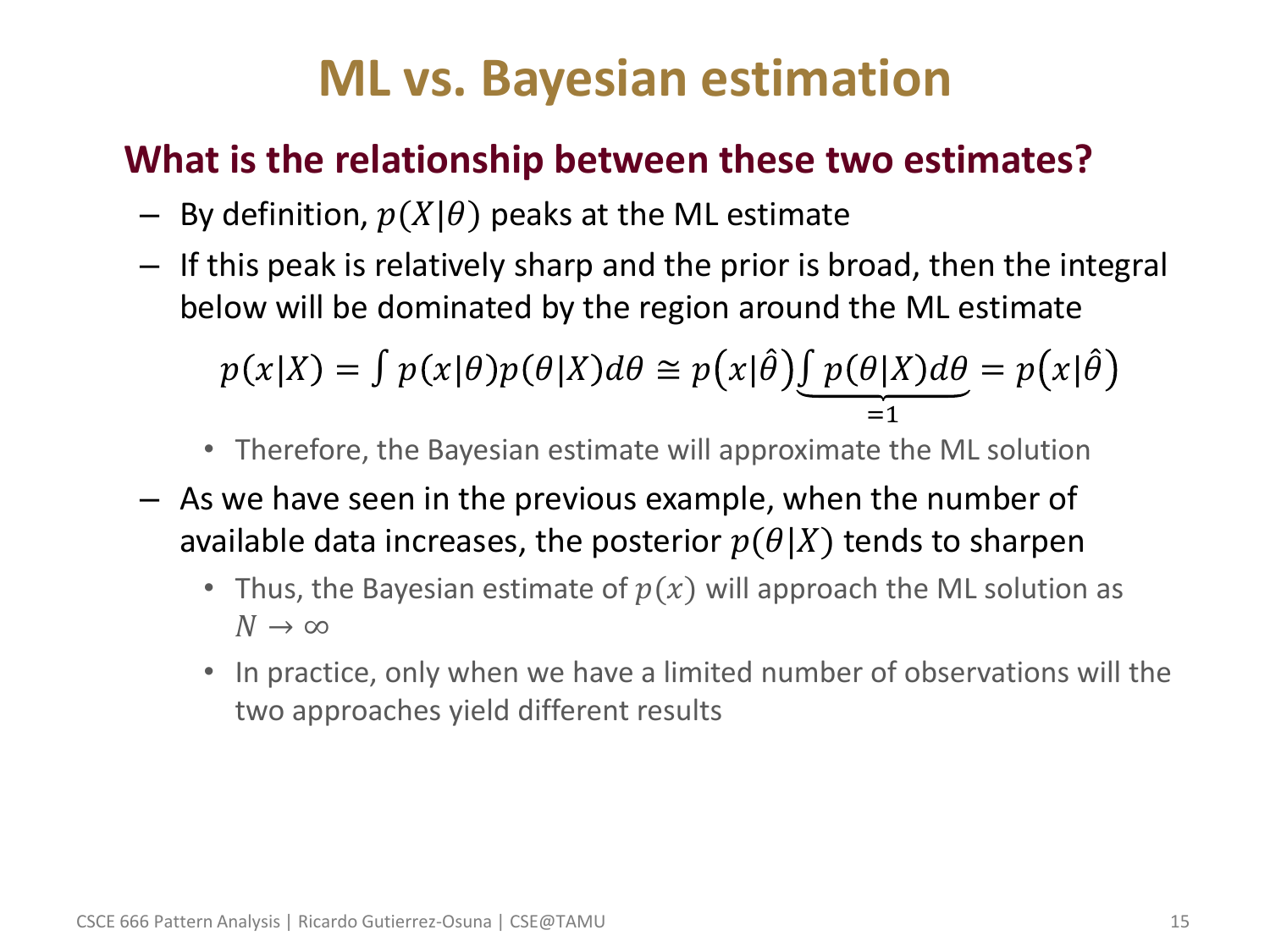# ML vs. Bayesian estimation

## What is the relationship between these two estimates?

- By definition, $p(X|\theta)$ peaks at the ML estimate
- If this peak is relatively sharp and the prior is broad, then the integral below will be dominated by the region around the ML estimate

$$p(x|X) = \int p(x|\theta)p(\theta|X)d\theta \cong p\left(x|\hat{\theta}\right)\underbrace{\int p(\theta|X)d\theta}_{=1} = p\left(x|\hat{\theta}\right)$$

  - Therefore, the Bayesian estimate will approximate the ML solution
- As we have seen in the previous example, when the number of available data increases, the posterior $p(\theta|X)$ tends to sharpen
  - Thus, the Bayesian estimate of $p(x)$ will approach the ML solution as $N \to \infty$
  - In practice, only when we have a limited number of observations will the two approaches yield different results